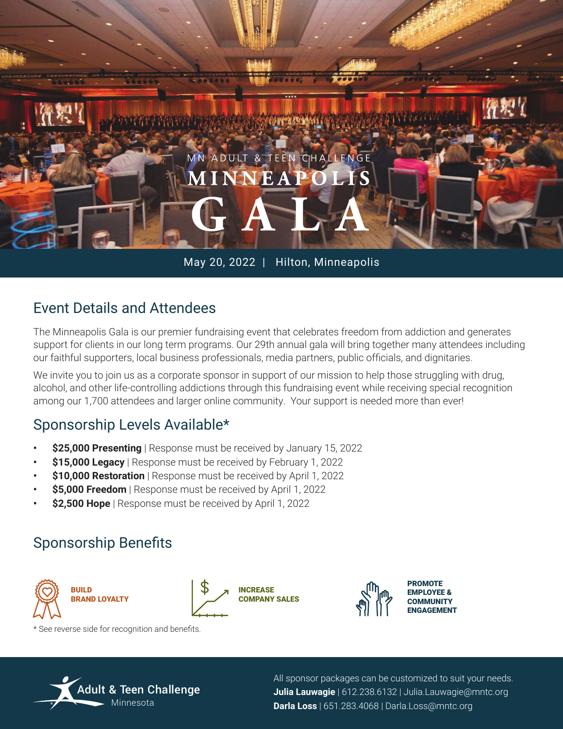MN ADULT & TEEN CHALLENGE

# MINNEAPOLIS GALA

May 20, 2022 | Hilton, Minneapolis

## Event Details and Attendees

The Minneapolis Gala is our premier fundraising event that celebrates freedom from addiction and generates support for clients in our long term programs. Our 29th annual gala will bring together many attendees including our faithful supporters, local business professionals, media partners, public officials, and dignitaries.

We invite you to join us as a corporate sponsor in support of our mission to help those struggling with drug, alcohol, and other life-controlling addictions through this fundraising event while receiving special recognition among our 1,700 attendees and larger online community. Your support is needed more than ever!

## Sponsorship Levels Available*

- **$25,000 Presenting** | Response must be received by January 15, 2022
- **$15,000 Legacy** | Response must be received by February 1, 2022
- **$10,000 Restoration** | Response must be received by April 1, 2022
- **$5,000 Freedom** | Response must be received by April 1, 2022
- **$2,500 Hope** | Response must be received by April 1, 2022

## Sponsorship Benefits

**BUILD BRAND LOYALTY**

**INCREASE COMPANY SALES**

**PROMOTE EMPLOYEE & COMMUNITY ENGAGEMENT**

\* See reverse side for recognition and benefits.

Adult & Teen Challenge Minnesota

All sponsor packages can be customized to suit your needs.
**Julia Lauwagie** | 612.238.6132 | Julia.Lauwagie@mntc.org
**Darla Loss** | 651.283.4068 | Darla.Loss@mntc.org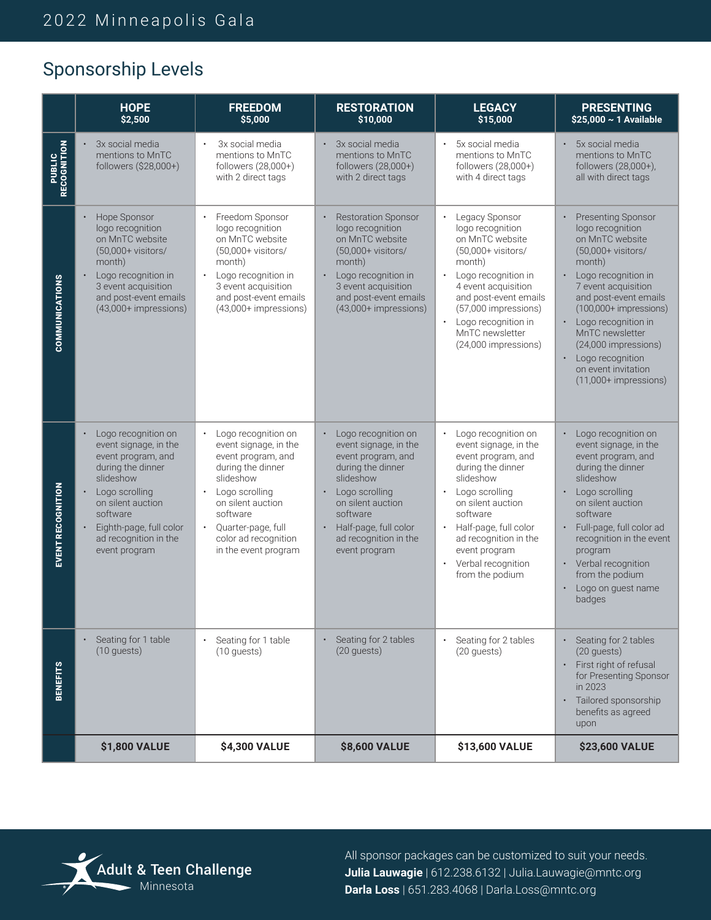# 2022 Minneapolis Gala

## Sponsorship Levels

| | HOPE $2,500 | FREEDOM $5,000 | RESTORATION $10,000 | LEGACY $15,000 | PRESENTING $25,000 ~ 1 Available |
|---|---|---|---|---|---|
| PUBLIC RECOGNITION | • 3x social media mentions to MnTC followers ($28,000+) | • 3x social media mentions to MnTC followers (28,000+) with 2 direct tags | • 3x social media mentions to MnTC followers (28,000+) with 2 direct tags | • 5x social media mentions to MnTC followers (28,000+) with 4 direct tags | • 5x social media mentions to MnTC followers (28,000+), all with direct tags |
| COMMUNICATIONS | • Hope Sponsor logo recognition on MnTC website (50,000+ visitors/ month)<br>• Logo recognition in 3 event acquisition and post-event emails (43,000+ impressions) | • Freedom Sponsor logo recognition on MnTC website (50,000+ visitors/ month)<br>• Logo recognition in 3 event acquisition and post-event emails (43,000+ impressions) | • Restoration Sponsor logo recognition on MnTC website (50,000+ visitors/ month)<br>• Logo recognition in 3 event acquisition and post-event emails (43,000+ impressions) | • Legacy Sponsor logo recognition on MnTC website (50,000+ visitors/ month)<br>• Logo recognition in 4 event acquisition and post-event emails (57,000 impressions)<br>• Logo recognition in MnTC newsletter (24,000 impressions) | • Presenting Sponsor logo recognition on MnTC website (50,000+ visitors/ month)<br>• Logo recognition in 7 event acquisition and post-event emails (100,000+ impressions)<br>• Logo recognition in MnTC newsletter (24,000 impressions)<br>• Logo recognition on event invitation (11,000+ impressions) |
| EVENT RECOGNITION | • Logo recognition on event signage, in the event program, and during the dinner slideshow<br>• Logo scrolling on silent auction software<br>• Eighth-page, full color ad recognition in the event program | • Logo recognition on event signage, in the event program, and during the dinner slideshow<br>• Logo scrolling on silent auction software<br>• Quarter-page, full color ad recognition in the event program | • Logo recognition on event signage, in the event program, and during the dinner slideshow<br>• Logo scrolling on silent auction software<br>• Half-page, full color ad recognition in the event program | • Logo recognition on event signage, in the event program, and during the dinner slideshow<br>• Logo scrolling on silent auction software<br>• Half-page, full color ad recognition in the event program<br>• Verbal recognition from the podium | • Logo recognition on event signage, in the event program, and during the dinner slideshow<br>• Logo scrolling on silent auction software<br>• Full-page, full color ad recognition in the event program<br>• Verbal recognition from the podium<br>• Logo on guest name badges |
| BENEFITS | • Seating for 1 table (10 guests) | • Seating for 1 table (10 guests) | • Seating for 2 tables (20 guests) | • Seating for 2 tables (20 guests) | • Seating for 2 tables (20 guests)<br>• First right of refusal for Presenting Sponsor in 2023<br>• Tailored sponsorship benefits as agreed upon |
| | **$1,800 VALUE** | **$4,300 VALUE** | **$8,600 VALUE** | **$13,600 VALUE** | **$23,600 VALUE** |

Adult & Teen Challenge
Minnesota

All sponsor packages can be customized to suit your needs.
**Julia Lauwagie** | 612.238.6132 | Julia.Lauwagie@mntc.org
**Darla Loss** | 651.283.4068 | Darla.Loss@mntc.org